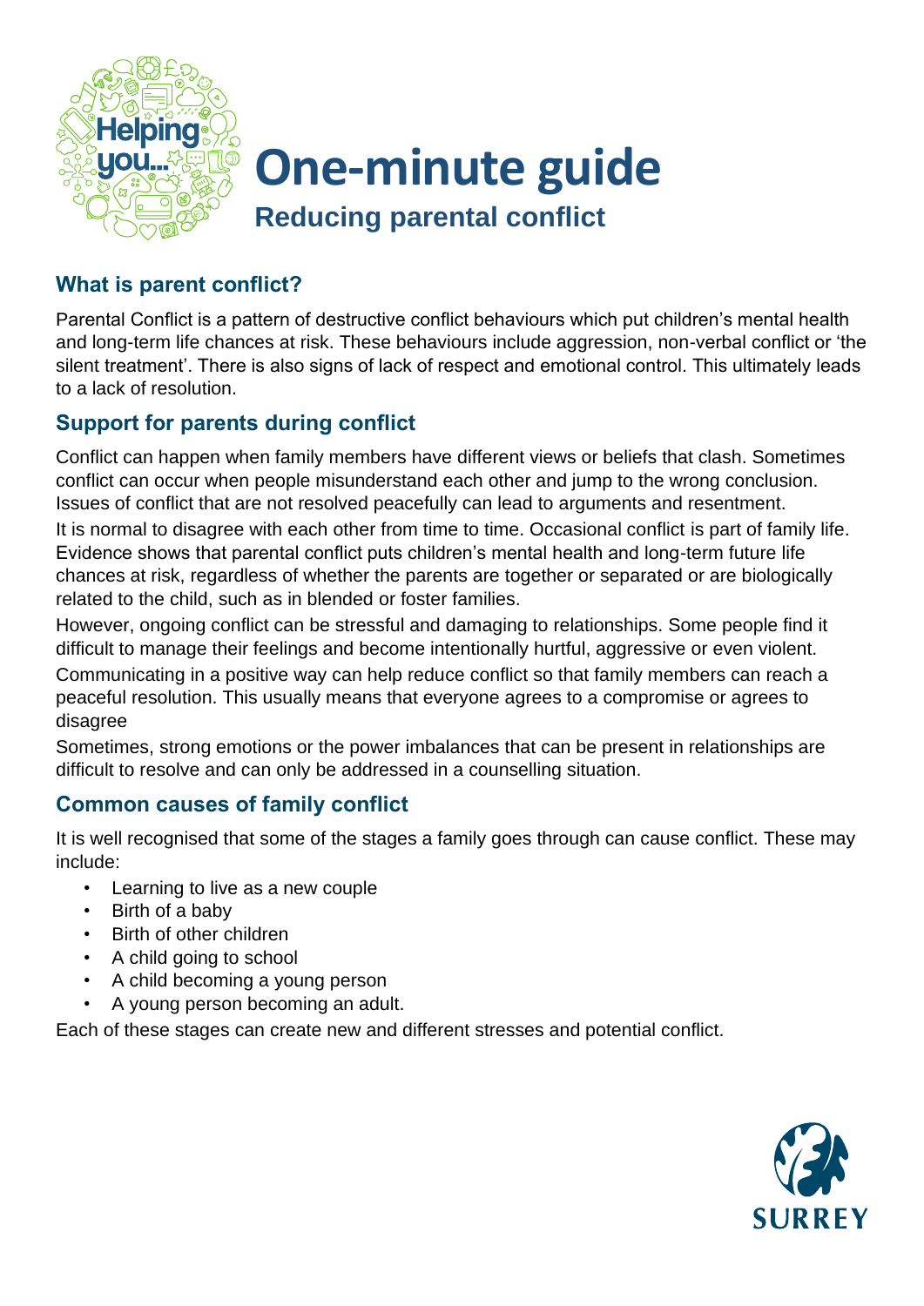# One-minute guide

## Reducing parental conflict

### What is parent conflict?

Parental Conflict is a pattern of destructive conflict behaviours which put children's mental health and long-term life chances at risk. These behaviours include aggression, non-verbal conflict or 'the silent treatment'. There is also signs of lack of respect and emotional control. This ultimately leads to a lack of resolution.

### Support for parents during conflict

Conflict can happen when family members have different views or beliefs that clash. Sometimes conflict can occur when people misunderstand each other and jump to the wrong conclusion. Issues of conflict that are not resolved peacefully can lead to arguments and resentment.

It is normal to disagree with each other from time to time. Occasional conflict is part of family life. Evidence shows that parental conflict puts children's mental health and long-term future life chances at risk, regardless of whether the parents are together or separated or are biologically related to the child, such as in blended or foster families.

However, ongoing conflict can be stressful and damaging to relationships. Some people find it difficult to manage their feelings and become intentionally hurtful, aggressive or even violent.

Communicating in a positive way can help reduce conflict so that family members can reach a peaceful resolution. This usually means that everyone agrees to a compromise or agrees to disagree

Sometimes, strong emotions or the power imbalances that can be present in relationships are difficult to resolve and can only be addressed in a counselling situation.

### Common causes of family conflict

It is well recognised that some of the stages a family goes through can cause conflict. These may include:

- Learning to live as a new couple
- Birth of a baby
- Birth of other children
- A child going to school
- A child becoming a young person
- A young person becoming an adult.

Each of these stages can create new and different stresses and potential conflict.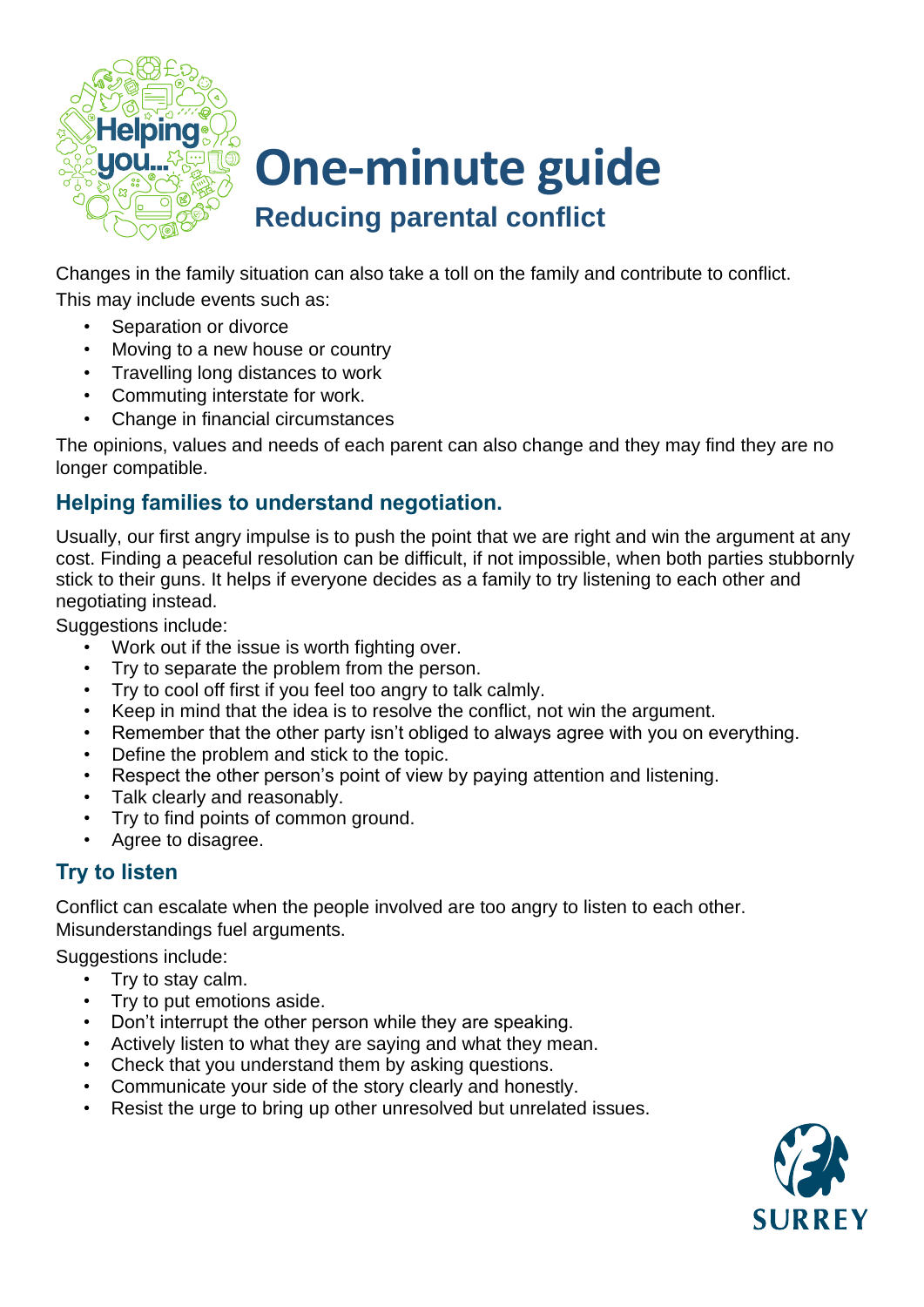# One-minute guide

## Reducing parental conflict

Changes in the family situation can also take a toll on the family and contribute to conflict. This may include events such as:

- Separation or divorce
- Moving to a new house or country
- Travelling long distances to work
- Commuting interstate for work.
- Change in financial circumstances

The opinions, values and needs of each parent can also change and they may find they are no longer compatible.

### Helping families to understand negotiation.

Usually, our first angry impulse is to push the point that we are right and win the argument at any cost. Finding a peaceful resolution can be difficult, if not impossible, when both parties stubbornly stick to their guns. It helps if everyone decides as a family to try listening to each other and negotiating instead.

Suggestions include:

- Work out if the issue is worth fighting over.
- Try to separate the problem from the person.
- Try to cool off first if you feel too angry to talk calmly.
- Keep in mind that the idea is to resolve the conflict, not win the argument.
- Remember that the other party isn't obliged to always agree with you on everything.
- Define the problem and stick to the topic.
- Respect the other person's point of view by paying attention and listening.
- Talk clearly and reasonably.
- Try to find points of common ground.
- Agree to disagree.

### Try to listen

Conflict can escalate when the people involved are too angry to listen to each other. Misunderstandings fuel arguments.

Suggestions include:

- Try to stay calm.
- Try to put emotions aside.
- Don't interrupt the other person while they are speaking.
- Actively listen to what they are saying and what they mean.
- Check that you understand them by asking questions.
- Communicate your side of the story clearly and honestly.
- Resist the urge to bring up other unresolved but unrelated issues.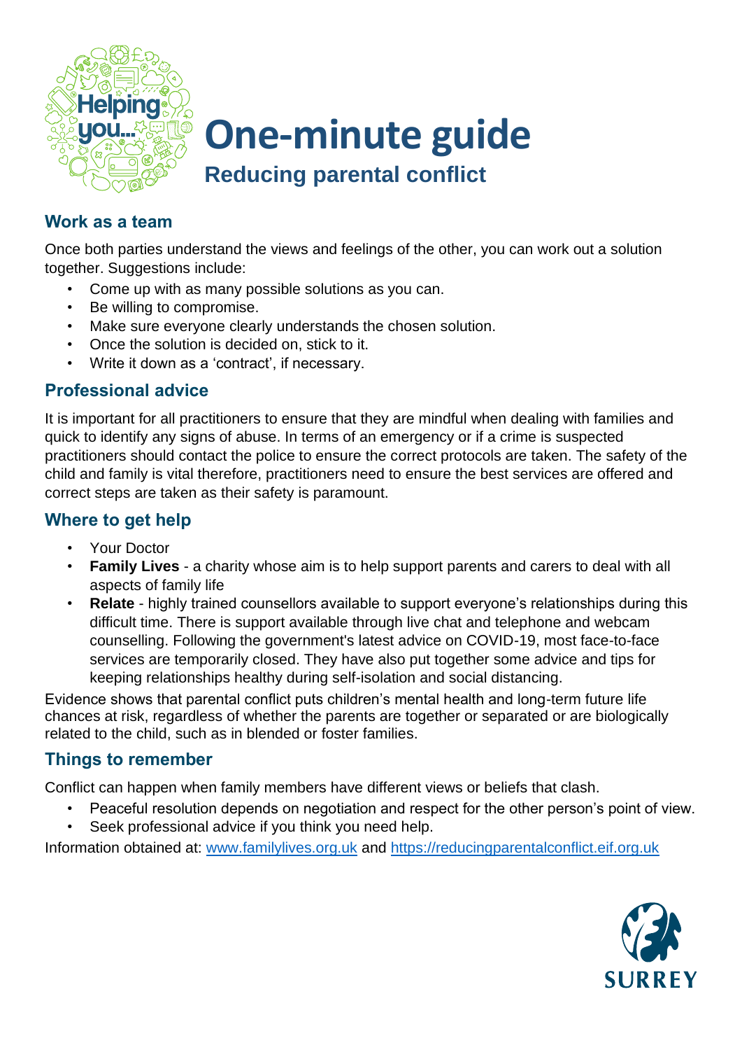# One-minute guide

## Reducing parental conflict

### Work as a team

Once both parties understand the views and feelings of the other, you can work out a solution together. Suggestions include:

- Come up with as many possible solutions as you can.
- Be willing to compromise.
- Make sure everyone clearly understands the chosen solution.
- Once the solution is decided on, stick to it.
- Write it down as a 'contract', if necessary.

### Professional advice

It is important for all practitioners to ensure that they are mindful when dealing with families and quick to identify any signs of abuse. In terms of an emergency or if a crime is suspected practitioners should contact the police to ensure the correct protocols are taken. The safety of the child and family is vital therefore, practitioners need to ensure the best services are offered and correct steps are taken as their safety is paramount.

### Where to get help

- Your Doctor
- **Family Lives** - a charity whose aim is to help support parents and carers to deal with all aspects of family life
- **Relate** - highly trained counsellors available to support everyone's relationships during this difficult time. There is support available through live chat and telephone and webcam counselling. Following the government's latest advice on COVID-19, most face-to-face services are temporarily closed. They have also put together some advice and tips for keeping relationships healthy during self-isolation and social distancing.

Evidence shows that parental conflict puts children's mental health and long-term future life chances at risk, regardless of whether the parents are together or separated or are biologically related to the child, such as in blended or foster families.

### Things to remember

Conflict can happen when family members have different views or beliefs that clash.

- Peaceful resolution depends on negotiation and respect for the other person's point of view.
- Seek professional advice if you think you need help.

Information obtained at: [www.familylives.org.uk](www.familylives.org.uk) and [https://reducingparentalconflict.eif.org.uk](https://reducingparentalconflict.eif.org.uk)

SURREY